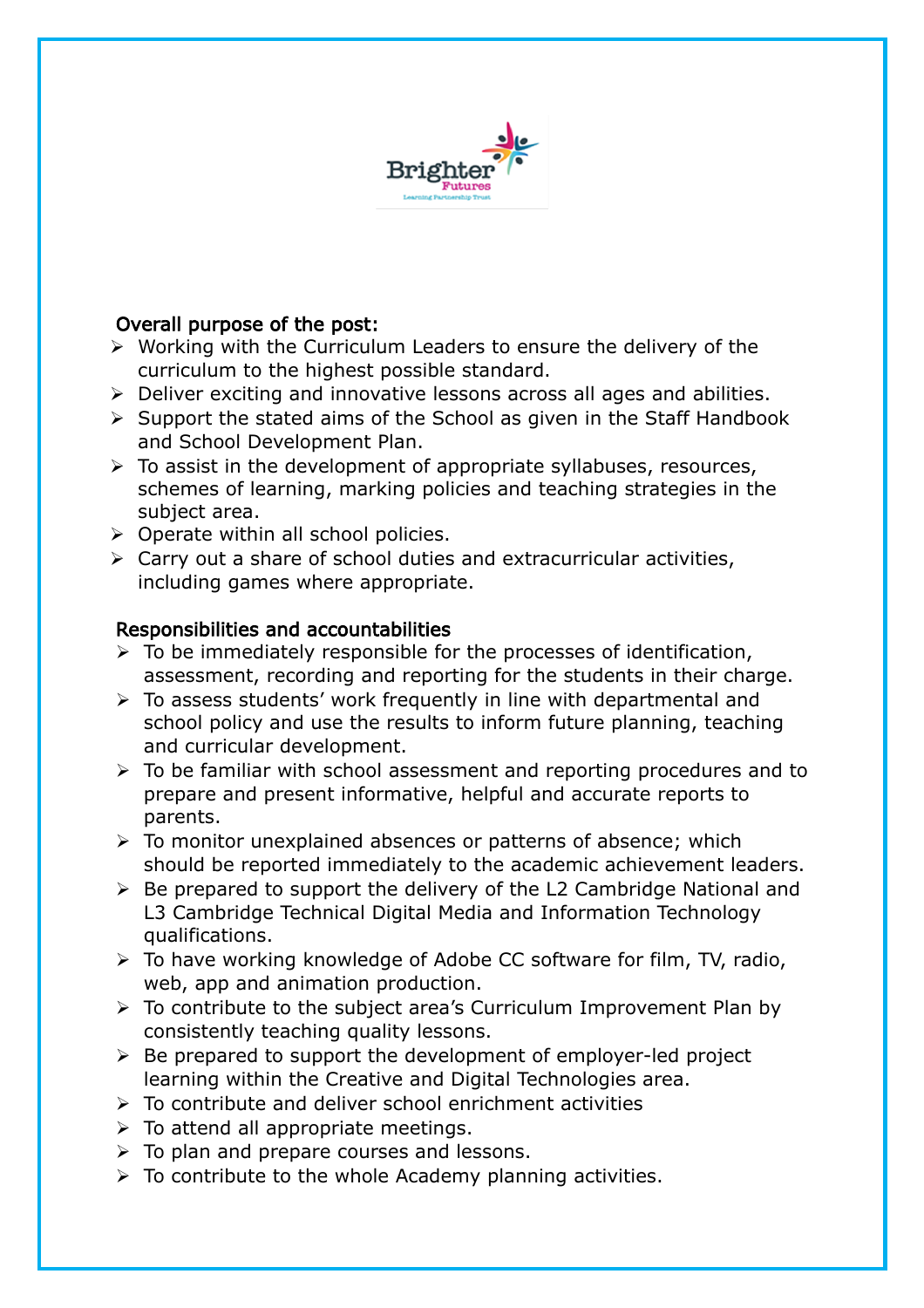Brighter Futures
Learning Partnership Trust

## Overall purpose of the post:

- Working with the Curriculum Leaders to ensure the delivery of the curriculum to the highest possible standard.
- Deliver exciting and innovative lessons across all ages and abilities.
- Support the stated aims of the School as given in the Staff Handbook and School Development Plan.
- To assist in the development of appropriate syllabuses, resources, schemes of learning, marking policies and teaching strategies in the subject area.
- Operate within all school policies.
- Carry out a share of school duties and extracurricular activities, including games where appropriate.

## Responsibilities and accountabilities

- To be immediately responsible for the processes of identification, assessment, recording and reporting for the students in their charge.
- To assess students' work frequently in line with departmental and school policy and use the results to inform future planning, teaching and curricular development.
- To be familiar with school assessment and reporting procedures and to prepare and present informative, helpful and accurate reports to parents.
- To monitor unexplained absences or patterns of absence; which should be reported immediately to the academic achievement leaders.
- Be prepared to support the delivery of the L2 Cambridge National and L3 Cambridge Technical Digital Media and Information Technology qualifications.
- To have working knowledge of Adobe CC software for film, TV, radio, web, app and animation production.
- To contribute to the subject area's Curriculum Improvement Plan by consistently teaching quality lessons.
- Be prepared to support the development of employer-led project learning within the Creative and Digital Technologies area.
- To contribute and deliver school enrichment activities
- To attend all appropriate meetings.
- To plan and prepare courses and lessons.
- To contribute to the whole Academy planning activities.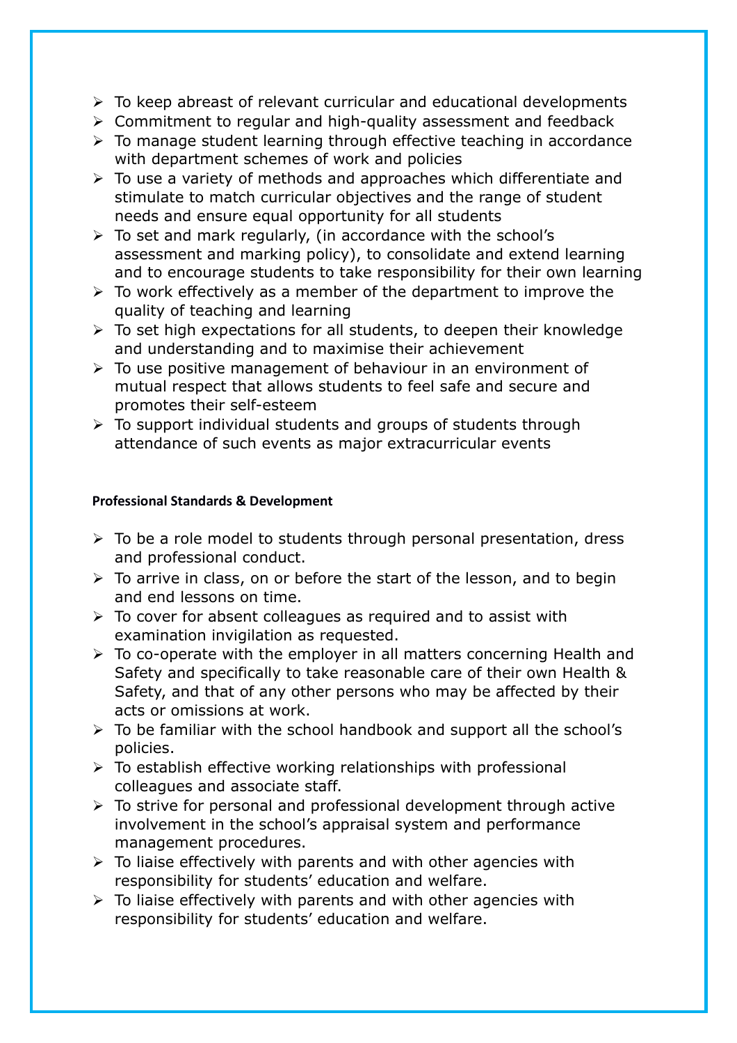- To keep abreast of relevant curricular and educational developments
- Commitment to regular and high-quality assessment and feedback
- To manage student learning through effective teaching in accordance with department schemes of work and policies
- To use a variety of methods and approaches which differentiate and stimulate to match curricular objectives and the range of student needs and ensure equal opportunity for all students
- To set and mark regularly, (in accordance with the school's assessment and marking policy), to consolidate and extend learning and to encourage students to take responsibility for their own learning
- To work effectively as a member of the department to improve the quality of teaching and learning
- To set high expectations for all students, to deepen their knowledge and understanding and to maximise their achievement
- To use positive management of behaviour in an environment of mutual respect that allows students to feel safe and secure and promotes their self-esteem
- To support individual students and groups of students through attendance of such events as major extracurricular events

**Professional Standards & Development**

- To be a role model to students through personal presentation, dress and professional conduct.
- To arrive in class, on or before the start of the lesson, and to begin and end lessons on time.
- To cover for absent colleagues as required and to assist with examination invigilation as requested.
- To co-operate with the employer in all matters concerning Health and Safety and specifically to take reasonable care of their own Health & Safety, and that of any other persons who may be affected by their acts or omissions at work.
- To be familiar with the school handbook and support all the school's policies.
- To establish effective working relationships with professional colleagues and associate staff.
- To strive for personal and professional development through active involvement in the school's appraisal system and performance management procedures.
- To liaise effectively with parents and with other agencies with responsibility for students' education and welfare.
- To liaise effectively with parents and with other agencies with responsibility for students' education and welfare.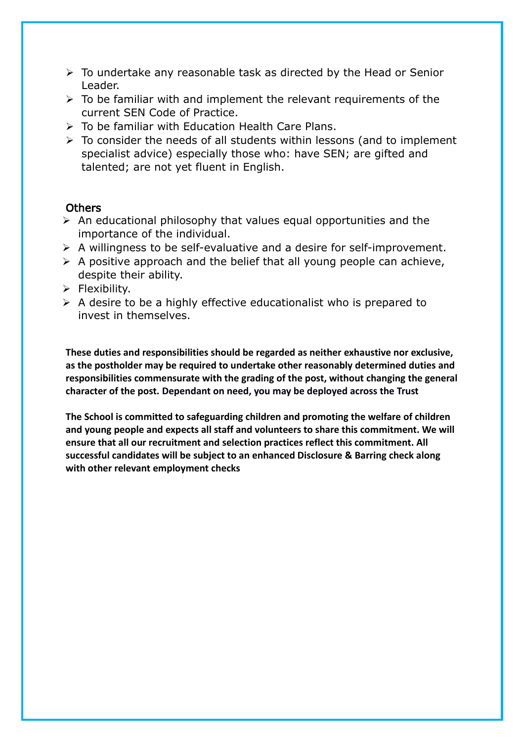- To undertake any reasonable task as directed by the Head or Senior Leader.
- To be familiar with and implement the relevant requirements of the current SEN Code of Practice.
- To be familiar with Education Health Care Plans.
- To consider the needs of all students within lessons (and to implement specialist advice) especially those who: have SEN; are gifted and talented; are not yet fluent in English.

## Others

- An educational philosophy that values equal opportunities and the importance of the individual.
- A willingness to be self-evaluative and a desire for self-improvement.
- A positive approach and the belief that all young people can achieve, despite their ability.
- Flexibility.
- A desire to be a highly effective educationalist who is prepared to invest in themselves.

**These duties and responsibilities should be regarded as neither exhaustive nor exclusive, as the postholder may be required to undertake other reasonably determined duties and responsibilities commensurate with the grading of the post, without changing the general character of the post. Dependant on need, you may be deployed across the Trust**

**The School is committed to safeguarding children and promoting the welfare of children and young people and expects all staff and volunteers to share this commitment. We will ensure that all our recruitment and selection practices reflect this commitment. All successful candidates will be subject to an enhanced Disclosure & Barring check along with other relevant employment checks**